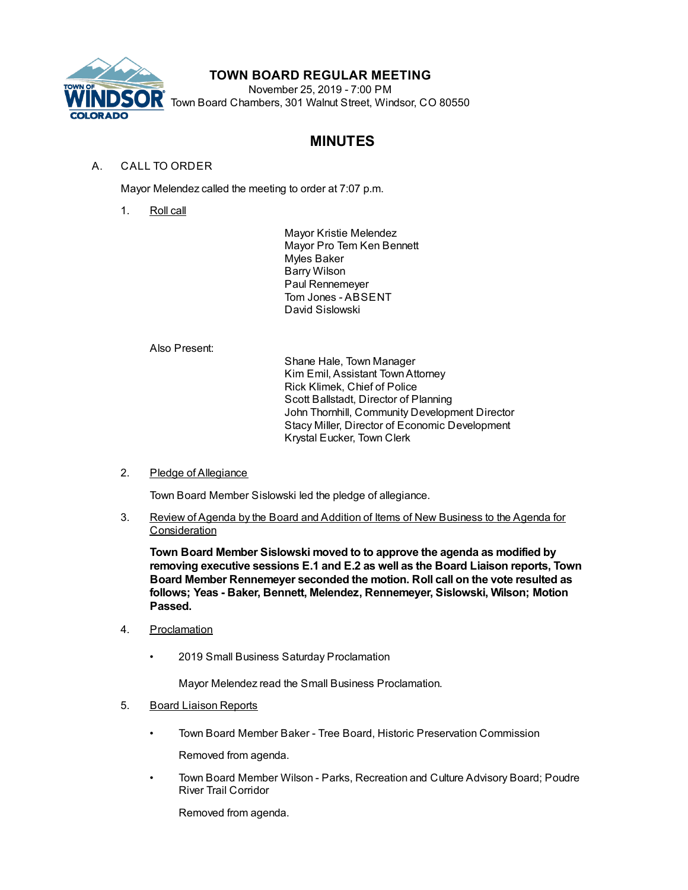# TOWN BOARD REGULAR MEETING

November 25, 2019 - 7:00 PM
Town Board Chambers, 301 Walnut Street, Windsor, CO 80550

## MINUTES

A. CALL TO ORDER

Mayor Melendez called the meeting to order at 7:07 p.m.

1. Roll call

   Mayor Kristie Melendez
   Mayor Pro Tem Ken Bennett
   Myles Baker
   Barry Wilson
   Paul Rennemeyer
   Tom Jones - ABSENT
   David Sislowski

   Also Present:

   Shane Hale, Town Manager
   Kim Emil, Assistant Town Attorney
   Rick Klimek, Chief of Police
   Scott Ballstadt, Director of Planning
   John Thornhill, Community Development Director
   Stacy Miller, Director of Economic Development
   Krystal Eucker, Town Clerk

2. Pledge of Allegiance

   Town Board Member Sislowski led the pledge of allegiance.

3. Review of Agenda by the Board and Addition of Items of New Business to the Agenda for Consideration

   **Town Board Member Sislowski moved to to approve the agenda as modified by removing executive sessions E.1 and E.2 as well as the Board Liaison reports, Town Board Member Rennemeyer seconded the motion. Roll call on the vote resulted as follows; Yeas - Baker, Bennett, Melendez, Rennemeyer, Sislowski, Wilson; Motion Passed.**

4. Proclamation

   - 2019 Small Business Saturday Proclamation

     Mayor Melendez read the Small Business Proclamation.

5. Board Liaison Reports

   - Town Board Member Baker - Tree Board, Historic Preservation Commission

     Removed from agenda.

   - Town Board Member Wilson - Parks, Recreation and Culture Advisory Board; Poudre River Trail Corridor

     Removed from agenda.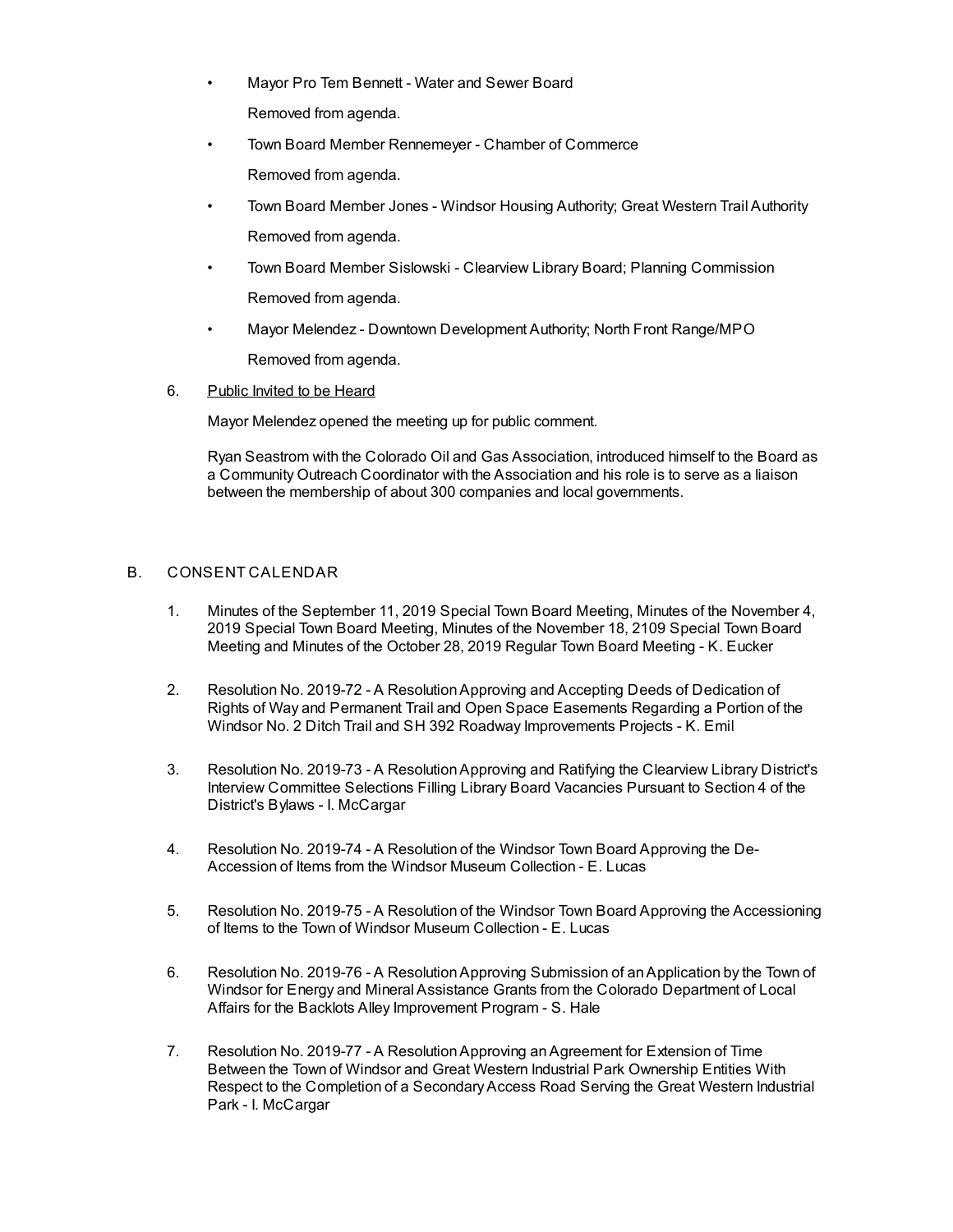- Mayor Pro Tem Bennett - Water and Sewer Board

  Removed from agenda.

- Town Board Member Rennemeyer - Chamber of Commerce

  Removed from agenda.

- Town Board Member Jones - Windsor Housing Authority; Great Western Trail Authority

  Removed from agenda.

- Town Board Member Sislowski - Clearview Library Board; Planning Commission

  Removed from agenda.

- Mayor Melendez - Downtown Development Authority; North Front Range/MPO

  Removed from agenda.

6. Public Invited to be Heard

   Mayor Melendez opened the meeting up for public comment.

   Ryan Seastrom with the Colorado Oil and Gas Association, introduced himself to the Board as a Community Outreach Coordinator with the Association and his role is to serve as a liaison between the membership of about 300 companies and local governments.

B. CONSENT CALENDAR

1. Minutes of the September 11, 2019 Special Town Board Meeting, Minutes of the November 4, 2019 Special Town Board Meeting, Minutes of the November 18, 2109 Special Town Board Meeting and Minutes of the October 28, 2019 Regular Town Board Meeting - K. Eucker

2. Resolution No. 2019-72 - A Resolution Approving and Accepting Deeds of Dedication of Rights of Way and Permanent Trail and Open Space Easements Regarding a Portion of the Windsor No. 2 Ditch Trail and SH 392 Roadway Improvements Projects - K. Emil

3. Resolution No. 2019-73 - A Resolution Approving and Ratifying the Clearview Library District's Interview Committee Selections Filling Library Board Vacancies Pursuant to Section 4 of the District's Bylaws - I. McCargar

4. Resolution No. 2019-74 - A Resolution of the Windsor Town Board Approving the De-Accession of Items from the Windsor Museum Collection - E. Lucas

5. Resolution No. 2019-75 - A Resolution of the Windsor Town Board Approving the Accessioning of Items to the Town of Windsor Museum Collection - E. Lucas

6. Resolution No. 2019-76 - A Resolution Approving Submission of an Application by the Town of Windsor for Energy and Mineral Assistance Grants from the Colorado Department of Local Affairs for the Backlots Alley Improvement Program - S. Hale

7. Resolution No. 2019-77 - A Resolution Approving an Agreement for Extension of Time Between the Town of Windsor and Great Western Industrial Park Ownership Entities With Respect to the Completion of a Secondary Access Road Serving the Great Western Industrial Park - I. McCargar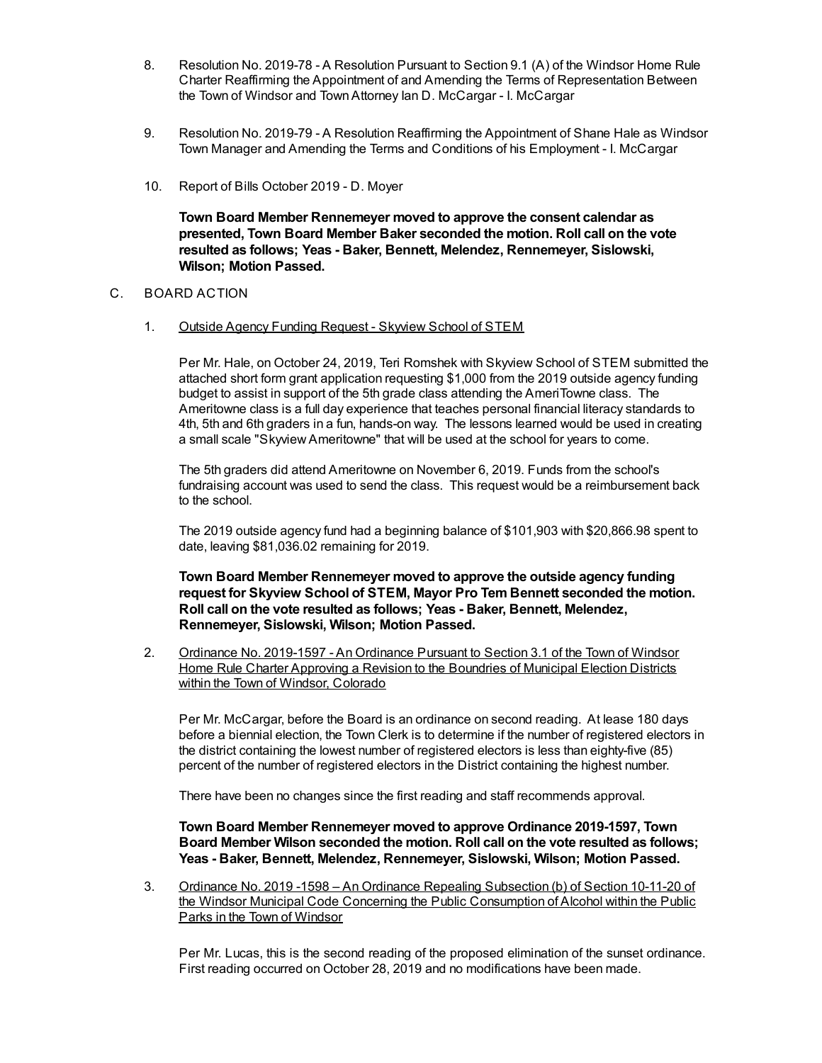8. Resolution No. 2019-78 - A Resolution Pursuant to Section 9.1 (A) of the Windsor Home Rule Charter Reaffirming the Appointment of and Amending the Terms of Representation Between the Town of Windsor and Town Attorney Ian D. McCargar - I. McCargar

9. Resolution No. 2019-79 - A Resolution Reaffirming the Appointment of Shane Hale as Windsor Town Manager and Amending the Terms and Conditions of his Employment - I. McCargar

10. Report of Bills October 2019 - D. Moyer

**Town Board Member Rennemeyer moved to approve the consent calendar as presented, Town Board Member Baker seconded the motion. Roll call on the vote resulted as follows; Yeas - Baker, Bennett, Melendez, Rennemeyer, Sislowski, Wilson; Motion Passed.**

C. BOARD ACTION

1. Outside Agency Funding Request - Skyview School of STEM

Per Mr. Hale, on October 24, 2019, Teri Romshek with Skyview School of STEM submitted the attached short form grant application requesting $1,000 from the 2019 outside agency funding budget to assist in support of the 5th grade class attending the AmeriTowne class. The Ameritowne class is a full day experience that teaches personal financial literacy standards to 4th, 5th and 6th graders in a fun, hands-on way. The lessons learned would be used in creating a small scale "Skyview Ameritowne" that will be used at the school for years to come.

The 5th graders did attend Ameritowne on November 6, 2019. Funds from the school's fundraising account was used to send the class. This request would be a reimbursement back to the school.

The 2019 outside agency fund had a beginning balance of $101,903 with $20,866.98 spent to date, leaving $81,036.02 remaining for 2019.

**Town Board Member Rennemeyer moved to approve the outside agency funding request for Skyview School of STEM, Mayor Pro Tem Bennett seconded the motion. Roll call on the vote resulted as follows; Yeas - Baker, Bennett, Melendez, Rennemeyer, Sislowski, Wilson; Motion Passed.**

2. Ordinance No. 2019-1597 - An Ordinance Pursuant to Section 3.1 of the Town of Windsor Home Rule Charter Approving a Revision to the Boundries of Municipal Election Districts within the Town of Windsor, Colorado

Per Mr. McCargar, before the Board is an ordinance on second reading. At lease 180 days before a biennial election, the Town Clerk is to determine if the number of registered electors in the district containing the lowest number of registered electors is less than eighty-five (85) percent of the number of registered electors in the District containing the highest number.

There have been no changes since the first reading and staff recommends approval.

**Town Board Member Rennemeyer moved to approve Ordinance 2019-1597, Town Board Member Wilson seconded the motion. Roll call on the vote resulted as follows; Yeas - Baker, Bennett, Melendez, Rennemeyer, Sislowski, Wilson; Motion Passed.**

3. Ordinance No. 2019 -1598 – An Ordinance Repealing Subsection (b) of Section 10-11-20 of the Windsor Municipal Code Concerning the Public Consumption of Alcohol within the Public Parks in the Town of Windsor

Per Mr. Lucas, this is the second reading of the proposed elimination of the sunset ordinance. First reading occurred on October 28, 2019 and no modifications have been made.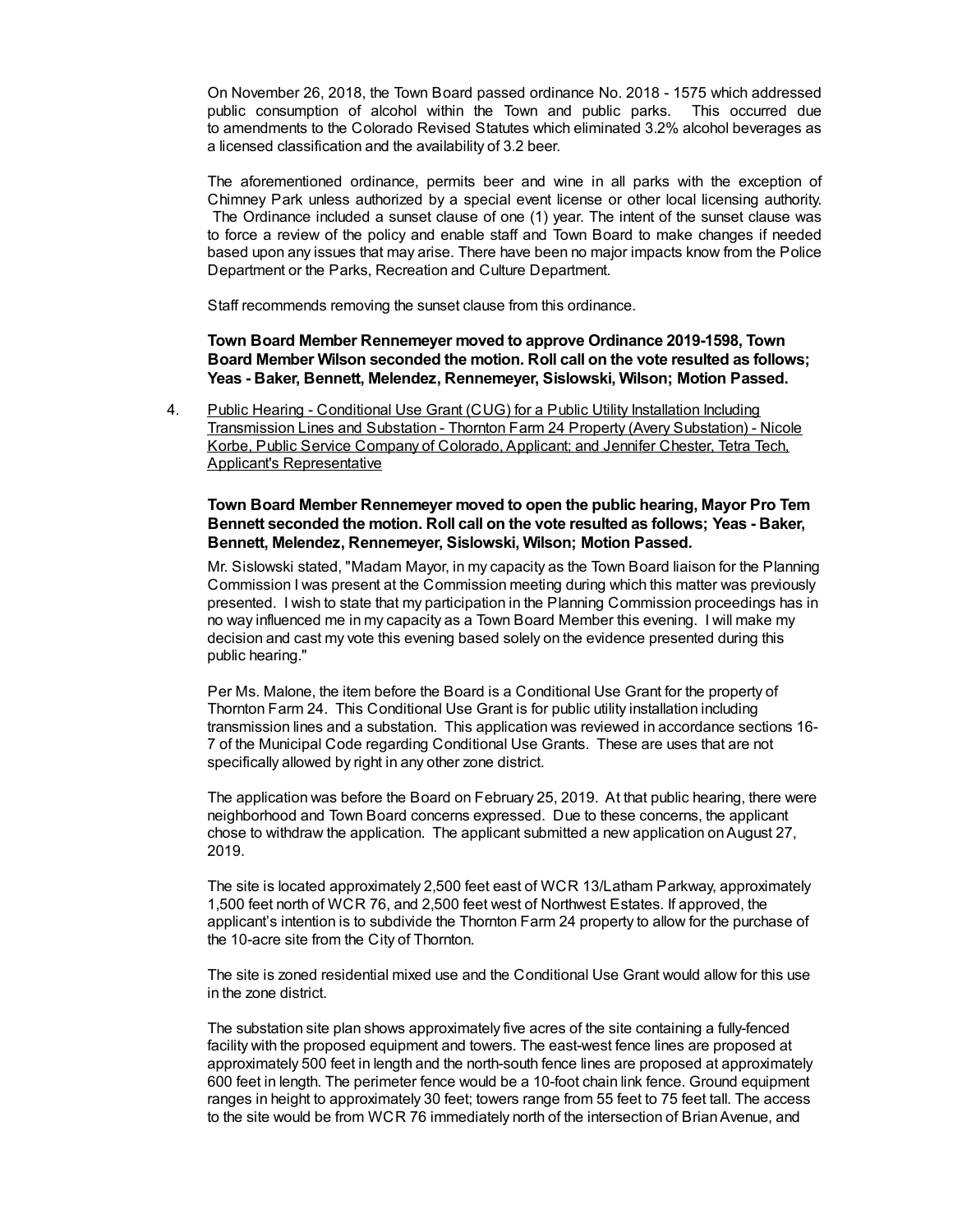On November 26, 2018, the Town Board passed ordinance No. 2018 - 1575 which addressed public consumption of alcohol within the Town and public parks. This occurred due to amendments to the Colorado Revised Statutes which eliminated 3.2% alcohol beverages as a licensed classification and the availability of 3.2 beer.

The aforementioned ordinance, permits beer and wine in all parks with the exception of Chimney Park unless authorized by a special event license or other local licensing authority. The Ordinance included a sunset clause of one (1) year. The intent of the sunset clause was to force a review of the policy and enable staff and Town Board to make changes if needed based upon any issues that may arise. There have been no major impacts know from the Police Department or the Parks, Recreation and Culture Department.

Staff recommends removing the sunset clause from this ordinance.

**Town Board Member Rennemeyer moved to approve Ordinance 2019-1598, Town Board Member Wilson seconded the motion. Roll call on the vote resulted as follows; Yeas - Baker, Bennett, Melendez, Rennemeyer, Sislowski, Wilson; Motion Passed.**

4. Public Hearing - Conditional Use Grant (CUG) for a Public Utility Installation Including Transmission Lines and Substation - Thornton Farm 24 Property (Avery Substation) - Nicole Korbe, Public Service Company of Colorado, Applicant; and Jennifer Chester, Tetra Tech, Applicant's Representative

   **Town Board Member Rennemeyer moved to open the public hearing, Mayor Pro Tem Bennett seconded the motion. Roll call on the vote resulted as follows; Yeas - Baker, Bennett, Melendez, Rennemeyer, Sislowski, Wilson; Motion Passed.**

   Mr. Sislowski stated, "Madam Mayor, in my capacity as the Town Board liaison for the Planning Commission I was present at the Commission meeting during which this matter was previously presented. I wish to state that my participation in the Planning Commission proceedings has in no way influenced me in my capacity as a Town Board Member this evening. I will make my decision and cast my vote this evening based solely on the evidence presented during this public hearing."

   Per Ms. Malone, the item before the Board is a Conditional Use Grant for the property of Thornton Farm 24. This Conditional Use Grant is for public utility installation including transmission lines and a substation. This application was reviewed in accordance sections 16-7 of the Municipal Code regarding Conditional Use Grants. These are uses that are not specifically allowed by right in any other zone district.

   The application was before the Board on February 25, 2019. At that public hearing, there were neighborhood and Town Board concerns expressed. Due to these concerns, the applicant chose to withdraw the application. The applicant submitted a new application on August 27, 2019.

   The site is located approximately 2,500 feet east of WCR 13/Latham Parkway, approximately 1,500 feet north of WCR 76, and 2,500 feet west of Northwest Estates. If approved, the applicant's intention is to subdivide the Thornton Farm 24 property to allow for the purchase of the 10-acre site from the City of Thornton.

   The site is zoned residential mixed use and the Conditional Use Grant would allow for this use in the zone district.

   The substation site plan shows approximately five acres of the site containing a fully-fenced facility with the proposed equipment and towers. The east-west fence lines are proposed at approximately 500 feet in length and the north-south fence lines are proposed at approximately 600 feet in length. The perimeter fence would be a 10-foot chain link fence. Ground equipment ranges in height to approximately 30 feet; towers range from 55 feet to 75 feet tall. The access to the site would be from WCR 76 immediately north of the intersection of Brian Avenue, and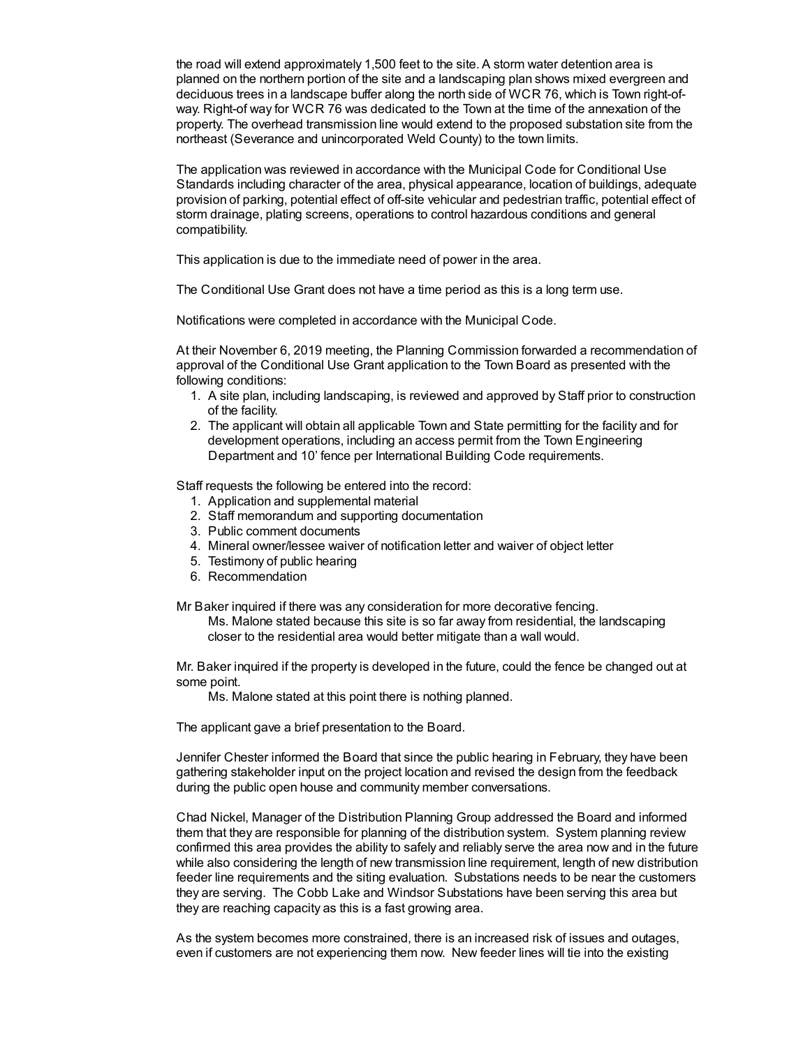the road will extend approximately 1,500 feet to the site. A storm water detention area is planned on the northern portion of the site and a landscaping plan shows mixed evergreen and deciduous trees in a landscape buffer along the north side of WCR 76, which is Town right-of-way. Right-of way for WCR 76 was dedicated to the Town at the time of the annexation of the property. The overhead transmission line would extend to the proposed substation site from the northeast (Severance and unincorporated Weld County) to the town limits.

The application was reviewed in accordance with the Municipal Code for Conditional Use Standards including character of the area, physical appearance, location of buildings, adequate provision of parking, potential effect of off-site vehicular and pedestrian traffic, potential effect of storm drainage, plating screens, operations to control hazardous conditions and general compatibility.

This application is due to the immediate need of power in the area.

The Conditional Use Grant does not have a time period as this is a long term use.

Notifications were completed in accordance with the Municipal Code.

At their November 6, 2019 meeting, the Planning Commission forwarded a recommendation of approval of the Conditional Use Grant application to the Town Board as presented with the following conditions:

1. A site plan, including landscaping, is reviewed and approved by Staff prior to construction of the facility.
2. The applicant will obtain all applicable Town and State permitting for the facility and for development operations, including an access permit from the Town Engineering Department and 10' fence per International Building Code requirements.

Staff requests the following be entered into the record:

1. Application and supplemental material
2. Staff memorandum and supporting documentation
3. Public comment documents
4. Mineral owner/lessee waiver of notification letter and waiver of object letter
5. Testimony of public hearing
6. Recommendation

Mr Baker inquired if there was any consideration for more decorative fencing.

Ms. Malone stated because this site is so far away from residential, the landscaping closer to the residential area would better mitigate than a wall would.

Mr. Baker inquired if the property is developed in the future, could the fence be changed out at some point.

Ms. Malone stated at this point there is nothing planned.

The applicant gave a brief presentation to the Board.

Jennifer Chester informed the Board that since the public hearing in February, they have been gathering stakeholder input on the project location and revised the design from the feedback during the public open house and community member conversations.

Chad Nickel, Manager of the Distribution Planning Group addressed the Board and informed them that they are responsible for planning of the distribution system. System planning review confirmed this area provides the ability to safely and reliably serve the area now and in the future while also considering the length of new transmission line requirement, length of new distribution feeder line requirements and the siting evaluation. Substations needs to be near the customers they are serving. The Cobb Lake and Windsor Substations have been serving this area but they are reaching capacity as this is a fast growing area.

As the system becomes more constrained, there is an increased risk of issues and outages, even if customers are not experiencing them now. New feeder lines will tie into the existing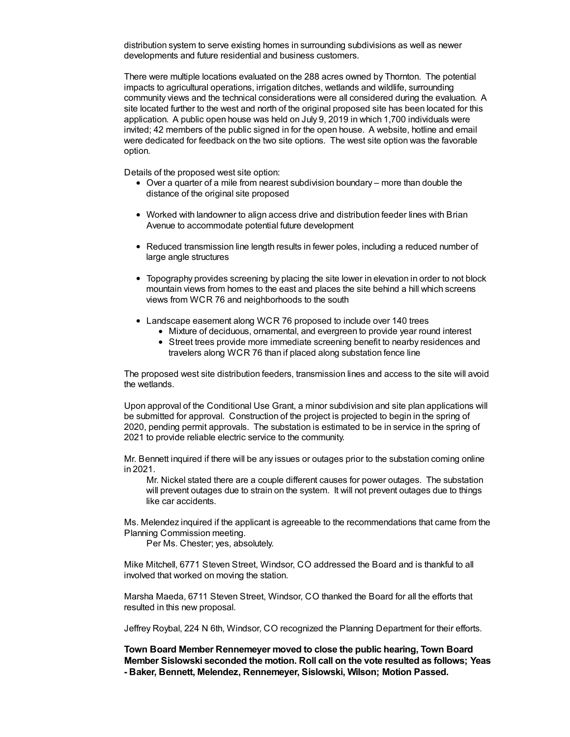distribution system to serve existing homes in surrounding subdivisions as well as newer developments and future residential and business customers.

There were multiple locations evaluated on the 288 acres owned by Thornton. The potential impacts to agricultural operations, irrigation ditches, wetlands and wildlife, surrounding community views and the technical considerations were all considered during the evaluation. A site located further to the west and north of the original proposed site has been located for this application. A public open house was held on July 9, 2019 in which 1,700 individuals were invited; 42 members of the public signed in for the open house. A website, hotline and email were dedicated for feedback on the two site options. The west site option was the favorable option.

Details of the proposed west site option:

- Over a quarter of a mile from nearest subdivision boundary – more than double the distance of the original site proposed
- Worked with landowner to align access drive and distribution feeder lines with Brian Avenue to accommodate potential future development
- Reduced transmission line length results in fewer poles, including a reduced number of large angle structures
- Topography provides screening by placing the site lower in elevation in order to not block mountain views from homes to the east and places the site behind a hill which screens views from WCR 76 and neighborhoods to the south
- Landscape easement along WCR 76 proposed to include over 140 trees
    - Mixture of deciduous, ornamental, and evergreen to provide year round interest
    - Street trees provide more immediate screening benefit to nearby residences and travelers along WCR 76 than if placed along substation fence line

The proposed west site distribution feeders, transmission lines and access to the site will avoid the wetlands.

Upon approval of the Conditional Use Grant, a minor subdivision and site plan applications will be submitted for approval. Construction of the project is projected to begin in the spring of 2020, pending permit approvals. The substation is estimated to be in service in the spring of 2021 to provide reliable electric service to the community.

Mr. Bennett inquired if there will be any issues or outages prior to the substation coming online in 2021.

Mr. Nickel stated there are a couple different causes for power outages. The substation will prevent outages due to strain on the system. It will not prevent outages due to things like car accidents.

Ms. Melendez inquired if the applicant is agreeable to the recommendations that came from the Planning Commission meeting.

Per Ms. Chester; yes, absolutely.

Mike Mitchell, 6771 Steven Street, Windsor, CO addressed the Board and is thankful to all involved that worked on moving the station.

Marsha Maeda, 6711 Steven Street, Windsor, CO thanked the Board for all the efforts that resulted in this new proposal.

Jeffrey Roybal, 224 N 6th, Windsor, CO recognized the Planning Department for their efforts.

**Town Board Member Rennemeyer moved to close the public hearing, Town Board Member Sislowski seconded the motion. Roll call on the vote resulted as follows; Yeas - Baker, Bennett, Melendez, Rennemeyer, Sislowski, Wilson; Motion Passed.**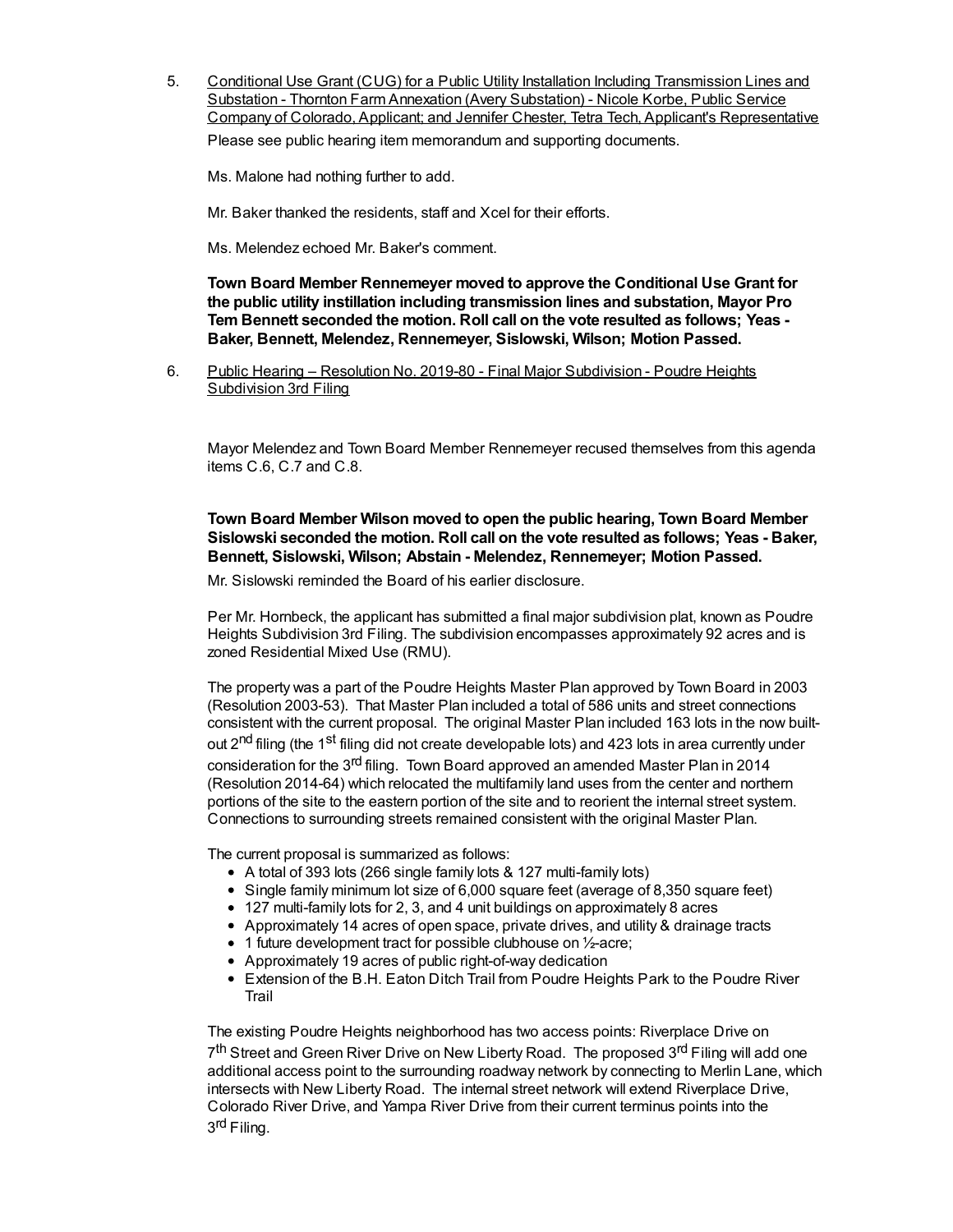5. Conditional Use Grant (CUG) for a Public Utility Installation Including Transmission Lines and Substation - Thornton Farm Annexation (Avery Substation) - Nicole Korbe, Public Service Company of Colorado, Applicant; and Jennifer Chester, Tetra Tech, Applicant's Representative

   Please see public hearing item memorandum and supporting documents.

   Ms. Malone had nothing further to add.

   Mr. Baker thanked the residents, staff and Xcel for their efforts.

   Ms. Melendez echoed Mr. Baker's comment.

   **Town Board Member Rennemeyer moved to approve the Conditional Use Grant for the public utility instillation including transmission lines and substation, Mayor Pro Tem Bennett seconded the motion. Roll call on the vote resulted as follows; Yeas - Baker, Bennett, Melendez, Rennemeyer, Sislowski, Wilson; Motion Passed.**

6. Public Hearing – Resolution No. 2019-80 - Final Major Subdivision - Poudre Heights Subdivision 3rd Filing

   Mayor Melendez and Town Board Member Rennemeyer recused themselves from this agenda items C.6, C.7 and C.8.

   **Town Board Member Wilson moved to open the public hearing, Town Board Member Sislowski seconded the motion. Roll call on the vote resulted as follows; Yeas - Baker, Bennett, Sislowski, Wilson; Abstain - Melendez, Rennemeyer; Motion Passed.**

   Mr. Sislowski reminded the Board of his earlier disclosure.

   Per Mr. Hornbeck, the applicant has submitted a final major subdivision plat, known as Poudre Heights Subdivision 3rd Filing. The subdivision encompasses approximately 92 acres and is zoned Residential Mixed Use (RMU).

   The property was a part of the Poudre Heights Master Plan approved by Town Board in 2003 (Resolution 2003-53). That Master Plan included a total of 586 units and street connections consistent with the current proposal. The original Master Plan included 163 lots in the now built-out 2nd filing (the 1st filing did not create developable lots) and 423 lots in area currently under consideration for the 3rd filing. Town Board approved an amended Master Plan in 2014 (Resolution 2014-64) which relocated the multifamily land uses from the center and northern portions of the site to the eastern portion of the site and to reorient the internal street system. Connections to surrounding streets remained consistent with the original Master Plan.

   The current proposal is summarized as follows:

   - A total of 393 lots (266 single family lots & 127 multi-family lots)
   - Single family minimum lot size of 6,000 square feet (average of 8,350 square feet)
   - 127 multi-family lots for 2, 3, and 4 unit buildings on approximately 8 acres
   - Approximately 14 acres of open space, private drives, and utility & drainage tracts
   - 1 future development tract for possible clubhouse on ½-acre;
   - Approximately 19 acres of public right-of-way dedication
   - Extension of the B.H. Eaton Ditch Trail from Poudre Heights Park to the Poudre River Trail

   The existing Poudre Heights neighborhood has two access points: Riverplace Drive on 7th Street and Green River Drive on New Liberty Road. The proposed 3rd Filing will add one additional access point to the surrounding roadway network by connecting to Merlin Lane, which intersects with New Liberty Road. The internal street network will extend Riverplace Drive, Colorado River Drive, and Yampa River Drive from their current terminus points into the 3rd Filing.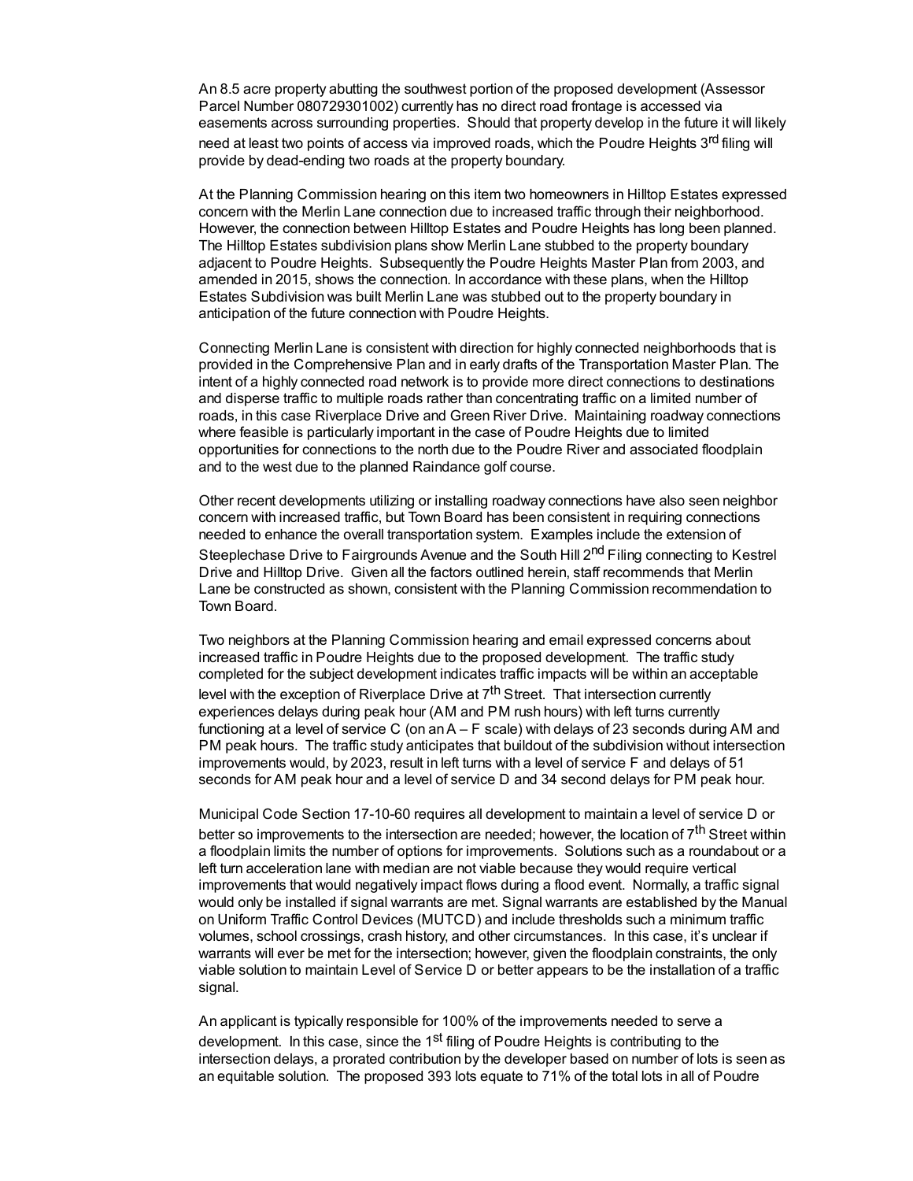An 8.5 acre property abutting the southwest portion of the proposed development (Assessor Parcel Number 080729301002) currently has no direct road frontage is accessed via easements across surrounding properties. Should that property develop in the future it will likely need at least two points of access via improved roads, which the Poudre Heights 3rd filing will provide by dead-ending two roads at the property boundary.

At the Planning Commission hearing on this item two homeowners in Hilltop Estates expressed concern with the Merlin Lane connection due to increased traffic through their neighborhood. However, the connection between Hilltop Estates and Poudre Heights has long been planned. The Hilltop Estates subdivision plans show Merlin Lane stubbed to the property boundary adjacent to Poudre Heights. Subsequently the Poudre Heights Master Plan from 2003, and amended in 2015, shows the connection. In accordance with these plans, when the Hilltop Estates Subdivision was built Merlin Lane was stubbed out to the property boundary in anticipation of the future connection with Poudre Heights.

Connecting Merlin Lane is consistent with direction for highly connected neighborhoods that is provided in the Comprehensive Plan and in early drafts of the Transportation Master Plan. The intent of a highly connected road network is to provide more direct connections to destinations and disperse traffic to multiple roads rather than concentrating traffic on a limited number of roads, in this case Riverplace Drive and Green River Drive. Maintaining roadway connections where feasible is particularly important in the case of Poudre Heights due to limited opportunities for connections to the north due to the Poudre River and associated floodplain and to the west due to the planned Raindance golf course.

Other recent developments utilizing or installing roadway connections have also seen neighbor concern with increased traffic, but Town Board has been consistent in requiring connections needed to enhance the overall transportation system. Examples include the extension of Steeplechase Drive to Fairgrounds Avenue and the South Hill 2nd Filing connecting to Kestrel Drive and Hilltop Drive. Given all the factors outlined herein, staff recommends that Merlin Lane be constructed as shown, consistent with the Planning Commission recommendation to Town Board.

Two neighbors at the Planning Commission hearing and email expressed concerns about increased traffic in Poudre Heights due to the proposed development. The traffic study completed for the subject development indicates traffic impacts will be within an acceptable level with the exception of Riverplace Drive at 7th Street. That intersection currently experiences delays during peak hour (AM and PM rush hours) with left turns currently functioning at a level of service C (on an A – F scale) with delays of 23 seconds during AM and PM peak hours. The traffic study anticipates that buildout of the subdivision without intersection improvements would, by 2023, result in left turns with a level of service F and delays of 51 seconds for AM peak hour and a level of service D and 34 second delays for PM peak hour.

Municipal Code Section 17-10-60 requires all development to maintain a level of service D or better so improvements to the intersection are needed; however, the location of 7th Street within a floodplain limits the number of options for improvements. Solutions such as a roundabout or a left turn acceleration lane with median are not viable because they would require vertical improvements that would negatively impact flows during a flood event. Normally, a traffic signal would only be installed if signal warrants are met. Signal warrants are established by the Manual on Uniform Traffic Control Devices (MUTCD) and include thresholds such a minimum traffic volumes, school crossings, crash history, and other circumstances. In this case, it's unclear if warrants will ever be met for the intersection; however, given the floodplain constraints, the only viable solution to maintain Level of Service D or better appears to be the installation of a traffic signal.

An applicant is typically responsible for 100% of the improvements needed to serve a development. In this case, since the 1st filing of Poudre Heights is contributing to the intersection delays, a prorated contribution by the developer based on number of lots is seen as an equitable solution. The proposed 393 lots equate to 71% of the total lots in all of Poudre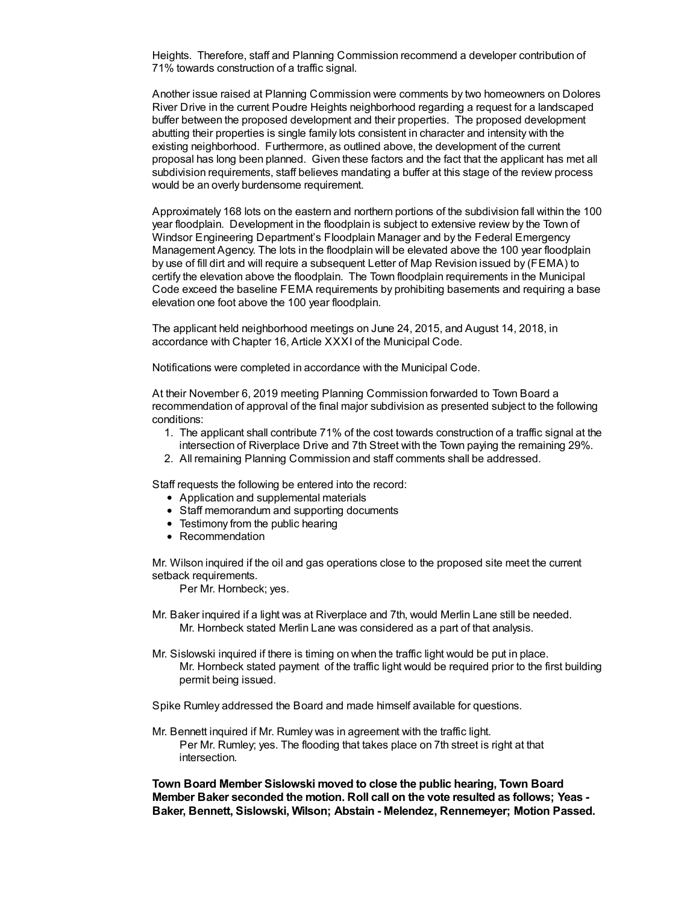Heights. Therefore, staff and Planning Commission recommend a developer contribution of 71% towards construction of a traffic signal.

Another issue raised at Planning Commission were comments by two homeowners on Dolores River Drive in the current Poudre Heights neighborhood regarding a request for a landscaped buffer between the proposed development and their properties. The proposed development abutting their properties is single family lots consistent in character and intensity with the existing neighborhood. Furthermore, as outlined above, the development of the current proposal has long been planned. Given these factors and the fact that the applicant has met all subdivision requirements, staff believes mandating a buffer at this stage of the review process would be an overly burdensome requirement.

Approximately 168 lots on the eastern and northern portions of the subdivision fall within the 100 year floodplain. Development in the floodplain is subject to extensive review by the Town of Windsor Engineering Department's Floodplain Manager and by the Federal Emergency Management Agency. The lots in the floodplain will be elevated above the 100 year floodplain by use of fill dirt and will require a subsequent Letter of Map Revision issued by (FEMA) to certify the elevation above the floodplain. The Town floodplain requirements in the Municipal Code exceed the baseline FEMA requirements by prohibiting basements and requiring a base elevation one foot above the 100 year floodplain.

The applicant held neighborhood meetings on June 24, 2015, and August 14, 2018, in accordance with Chapter 16, Article XXXI of the Municipal Code.

Notifications were completed in accordance with the Municipal Code.

At their November 6, 2019 meeting Planning Commission forwarded to Town Board a recommendation of approval of the final major subdivision as presented subject to the following conditions:

1. The applicant shall contribute 71% of the cost towards construction of a traffic signal at the intersection of Riverplace Drive and 7th Street with the Town paying the remaining 29%.
2. All remaining Planning Commission and staff comments shall be addressed.

Staff requests the following be entered into the record:

- Application and supplemental materials
- Staff memorandum and supporting documents
- Testimony from the public hearing
- Recommendation

Mr. Wilson inquired if the oil and gas operations close to the proposed site meet the current setback requirements.
Per Mr. Hornbeck; yes.

Mr. Baker inquired if a light was at Riverplace and 7th, would Merlin Lane still be needed.
Mr. Hornbeck stated Merlin Lane was considered as a part of that analysis.

Mr. Sislowski inquired if there is timing on when the traffic light would be put in place.
Mr. Hornbeck stated payment of the traffic light would be required prior to the first building permit being issued.

Spike Rumley addressed the Board and made himself available for questions.

Mr. Bennett inquired if Mr. Rumley was in agreement with the traffic light.
Per Mr. Rumley; yes. The flooding that takes place on 7th street is right at that intersection.

**Town Board Member Sislowski moved to close the public hearing, Town Board Member Baker seconded the motion. Roll call on the vote resulted as follows; Yeas - Baker, Bennett, Sislowski, Wilson; Abstain - Melendez, Rennemeyer; Motion Passed.**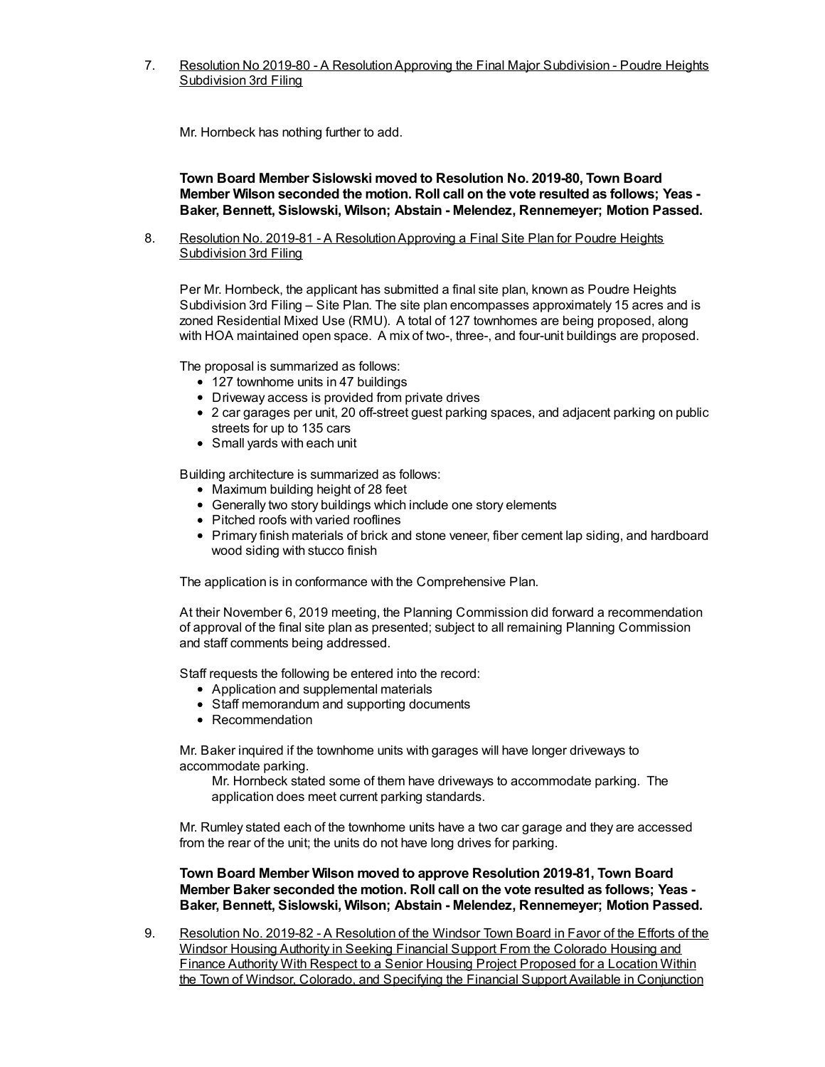7. Resolution No 2019-80 - A Resolution Approving the Final Major Subdivision - Poudre Heights Subdivision 3rd Filing

   Mr. Hornbeck has nothing further to add.

   **Town Board Member Sislowski moved to Resolution No. 2019-80, Town Board Member Wilson seconded the motion. Roll call on the vote resulted as follows; Yeas - Baker, Bennett, Sislowski, Wilson; Abstain - Melendez, Rennemeyer; Motion Passed.**

8. Resolution No. 2019-81 - A Resolution Approving a Final Site Plan for Poudre Heights Subdivision 3rd Filing

   Per Mr. Hornbeck, the applicant has submitted a final site plan, known as Poudre Heights Subdivision 3rd Filing – Site Plan. The site plan encompasses approximately 15 acres and is zoned Residential Mixed Use (RMU). A total of 127 townhomes are being proposed, along with HOA maintained open space. A mix of two-, three-, and four-unit buildings are proposed.

   The proposal is summarized as follows:
   - 127 townhome units in 47 buildings
   - Driveway access is provided from private drives
   - 2 car garages per unit, 20 off-street guest parking spaces, and adjacent parking on public streets for up to 135 cars
   - Small yards with each unit

   Building architecture is summarized as follows:
   - Maximum building height of 28 feet
   - Generally two story buildings which include one story elements
   - Pitched roofs with varied rooflines
   - Primary finish materials of brick and stone veneer, fiber cement lap siding, and hardboard wood siding with stucco finish

   The application is in conformance with the Comprehensive Plan.

   At their November 6, 2019 meeting, the Planning Commission did forward a recommendation of approval of the final site plan as presented; subject to all remaining Planning Commission and staff comments being addressed.

   Staff requests the following be entered into the record:
   - Application and supplemental materials
   - Staff memorandum and supporting documents
   - Recommendation

   Mr. Baker inquired if the townhome units with garages will have longer driveways to accommodate parking.

   > Mr. Hornbeck stated some of them have driveways to accommodate parking. The application does meet current parking standards.

   Mr. Rumley stated each of the townhome units have a two car garage and they are accessed from the rear of the unit; the units do not have long drives for parking.

   **Town Board Member Wilson moved to approve Resolution 2019-81, Town Board Member Baker seconded the motion. Roll call on the vote resulted as follows; Yeas - Baker, Bennett, Sislowski, Wilson; Abstain - Melendez, Rennemeyer; Motion Passed.**

9. Resolution No. 2019-82 - A Resolution of the Windsor Town Board in Favor of the Efforts of the Windsor Housing Authority in Seeking Financial Support From the Colorado Housing and Finance Authority With Respect to a Senior Housing Project Proposed for a Location Within the Town of Windsor, Colorado, and Specifying the Financial Support Available in Conjunction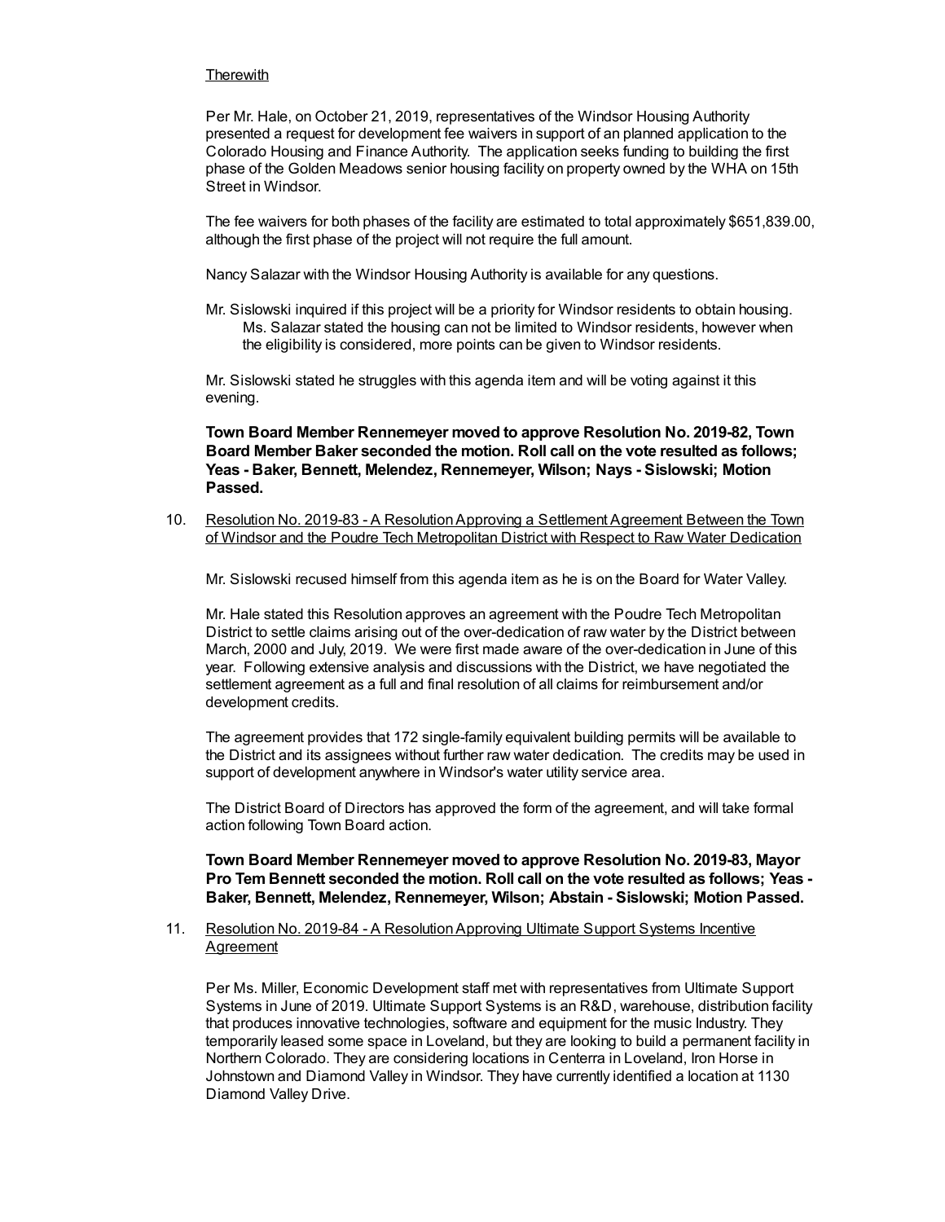Therewith

Per Mr. Hale, on October 21, 2019, representatives of the Windsor Housing Authority presented a request for development fee waivers in support of an planned application to the Colorado Housing and Finance Authority. The application seeks funding to building the first phase of the Golden Meadows senior housing facility on property owned by the WHA on 15th Street in Windsor.

The fee waivers for both phases of the facility are estimated to total approximately $651,839.00, although the first phase of the project will not require the full amount.

Nancy Salazar with the Windsor Housing Authority is available for any questions.

Mr. Sislowski inquired if this project will be a priority for Windsor residents to obtain housing.
Ms. Salazar stated the housing can not be limited to Windsor residents, however when the eligibility is considered, more points can be given to Windsor residents.

Mr. Sislowski stated he struggles with this agenda item and will be voting against it this evening.

**Town Board Member Rennemeyer moved to approve Resolution No. 2019-82, Town Board Member Baker seconded the motion. Roll call on the vote resulted as follows; Yeas - Baker, Bennett, Melendez, Rennemeyer, Wilson; Nays - Sislowski; Motion Passed.**

10. Resolution No. 2019-83 - A Resolution Approving a Settlement Agreement Between the Town of Windsor and the Poudre Tech Metropolitan District with Respect to Raw Water Dedication

Mr. Sislowski recused himself from this agenda item as he is on the Board for Water Valley.

Mr. Hale stated this Resolution approves an agreement with the Poudre Tech Metropolitan District to settle claims arising out of the over-dedication of raw water by the District between March, 2000 and July, 2019. We were first made aware of the over-dedication in June of this year. Following extensive analysis and discussions with the District, we have negotiated the settlement agreement as a full and final resolution of all claims for reimbursement and/or development credits.

The agreement provides that 172 single-family equivalent building permits will be available to the District and its assignees without further raw water dedication. The credits may be used in support of development anywhere in Windsor's water utility service area.

The District Board of Directors has approved the form of the agreement, and will take formal action following Town Board action.

**Town Board Member Rennemeyer moved to approve Resolution No. 2019-83, Mayor Pro Tem Bennett seconded the motion. Roll call on the vote resulted as follows; Yeas - Baker, Bennett, Melendez, Rennemeyer, Wilson; Abstain - Sislowski; Motion Passed.**

11. Resolution No. 2019-84 - A Resolution Approving Ultimate Support Systems Incentive Agreement

Per Ms. Miller, Economic Development staff met with representatives from Ultimate Support Systems in June of 2019. Ultimate Support Systems is an R&D, warehouse, distribution facility that produces innovative technologies, software and equipment for the music Industry. They temporarily leased some space in Loveland, but they are looking to build a permanent facility in Northern Colorado. They are considering locations in Centerra in Loveland, Iron Horse in Johnstown and Diamond Valley in Windsor. They have currently identified a location at 1130 Diamond Valley Drive.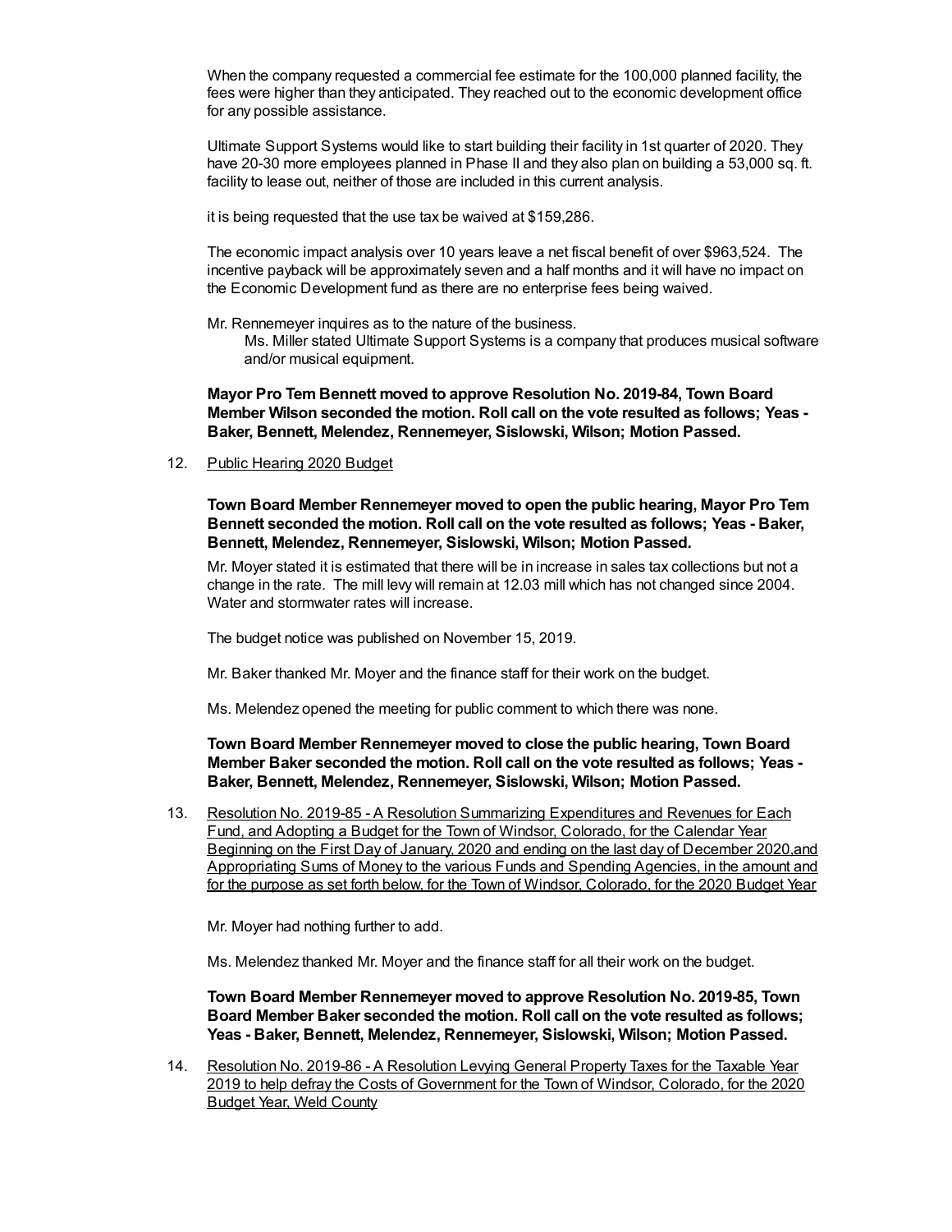When the company requested a commercial fee estimate for the 100,000 planned facility, the fees were higher than they anticipated. They reached out to the economic development office for any possible assistance.

Ultimate Support Systems would like to start building their facility in 1st quarter of 2020. They have 20-30 more employees planned in Phase II and they also plan on building a 53,000 sq. ft. facility to lease out, neither of those are included in this current analysis.

it is being requested that the use tax be waived at $159,286.

The economic impact analysis over 10 years leave a net fiscal benefit of over $963,524. The incentive payback will be approximately seven and a half months and it will have no impact on the Economic Development fund as there are no enterprise fees being waived.

Mr. Rennemeyer inquires as to the nature of the business.

Ms. Miller stated Ultimate Support Systems is a company that produces musical software and/or musical equipment.

**Mayor Pro Tem Bennett moved to approve Resolution No. 2019-84, Town Board Member Wilson seconded the motion. Roll call on the vote resulted as follows; Yeas - Baker, Bennett, Melendez, Rennemeyer, Sislowski, Wilson; Motion Passed.**

12. Public Hearing 2020 Budget

**Town Board Member Rennemeyer moved to open the public hearing, Mayor Pro Tem Bennett seconded the motion. Roll call on the vote resulted as follows; Yeas - Baker, Bennett, Melendez, Rennemeyer, Sislowski, Wilson; Motion Passed.**

Mr. Moyer stated it is estimated that there will be in increase in sales tax collections but not a change in the rate. The mill levy will remain at 12.03 mill which has not changed since 2004. Water and stormwater rates will increase.

The budget notice was published on November 15, 2019.

Mr. Baker thanked Mr. Moyer and the finance staff for their work on the budget.

Ms. Melendez opened the meeting for public comment to which there was none.

**Town Board Member Rennemeyer moved to close the public hearing, Town Board Member Baker seconded the motion. Roll call on the vote resulted as follows; Yeas - Baker, Bennett, Melendez, Rennemeyer, Sislowski, Wilson; Motion Passed.**

13. Resolution No. 2019-85 - A Resolution Summarizing Expenditures and Revenues for Each Fund, and Adopting a Budget for the Town of Windsor, Colorado, for the Calendar Year Beginning on the First Day of January, 2020 and ending on the last day of December 2020,and Appropriating Sums of Money to the various Funds and Spending Agencies, in the amount and for the purpose as set forth below, for the Town of Windsor, Colorado, for the 2020 Budget Year

Mr. Moyer had nothing further to add.

Ms. Melendez thanked Mr. Moyer and the finance staff for all their work on the budget.

**Town Board Member Rennemeyer moved to approve Resolution No. 2019-85, Town Board Member Baker seconded the motion. Roll call on the vote resulted as follows; Yeas - Baker, Bennett, Melendez, Rennemeyer, Sislowski, Wilson; Motion Passed.**

14. Resolution No. 2019-86 - A Resolution Levying General Property Taxes for the Taxable Year 2019 to help defray the Costs of Government for the Town of Windsor, Colorado, for the 2020 Budget Year, Weld County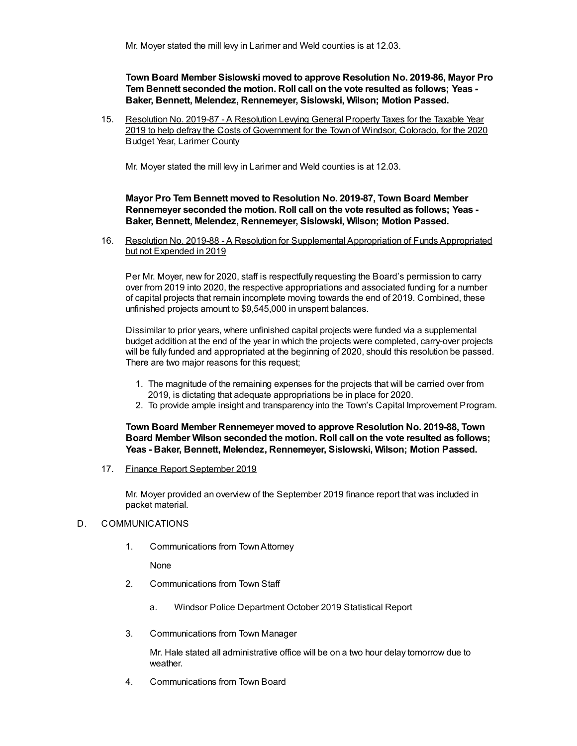Mr. Moyer stated the mill levy in Larimer and Weld counties is at 12.03.

**Town Board Member Sislowski moved to approve Resolution No. 2019-86, Mayor Pro Tem Bennett seconded the motion. Roll call on the vote resulted as follows; Yeas - Baker, Bennett, Melendez, Rennemeyer, Sislowski, Wilson; Motion Passed.**

15. Resolution No. 2019-87 - A Resolution Levying General Property Taxes for the Taxable Year 2019 to help defray the Costs of Government for the Town of Windsor, Colorado, for the 2020 Budget Year, Larimer County

    Mr. Moyer stated the mill levy in Larimer and Weld counties is at 12.03.

    **Mayor Pro Tem Bennett moved to Resolution No. 2019-87, Town Board Member Rennemeyer seconded the motion. Roll call on the vote resulted as follows; Yeas - Baker, Bennett, Melendez, Rennemeyer, Sislowski, Wilson; Motion Passed.**

16. Resolution No. 2019-88 - A Resolution for Supplemental Appropriation of Funds Appropriated but not Expended in 2019

    Per Mr. Moyer, new for 2020, staff is respectfully requesting the Board's permission to carry over from 2019 into 2020, the respective appropriations and associated funding for a number of capital projects that remain incomplete moving towards the end of 2019. Combined, these unfinished projects amount to $9,545,000 in unspent balances.

    Dissimilar to prior years, where unfinished capital projects were funded via a supplemental budget addition at the end of the year in which the projects were completed, carry-over projects will be fully funded and appropriated at the beginning of 2020, should this resolution be passed. There are two major reasons for this request;

    1. The magnitude of the remaining expenses for the projects that will be carried over from 2019, is dictating that adequate appropriations be in place for 2020.
    2. To provide ample insight and transparency into the Town's Capital Improvement Program.

    **Town Board Member Rennemeyer moved to approve Resolution No. 2019-88, Town Board Member Wilson seconded the motion. Roll call on the vote resulted as follows; Yeas - Baker, Bennett, Melendez, Rennemeyer, Sislowski, Wilson; Motion Passed.**

17. Finance Report September 2019

    Mr. Moyer provided an overview of the September 2019 finance report that was included in packet material.

D. COMMUNICATIONS

1. Communications from Town Attorney

   None

2. Communications from Town Staff

   a. Windsor Police Department October 2019 Statistical Report

3. Communications from Town Manager

   Mr. Hale stated all administrative office will be on a two hour delay tomorrow due to weather.

4. Communications from Town Board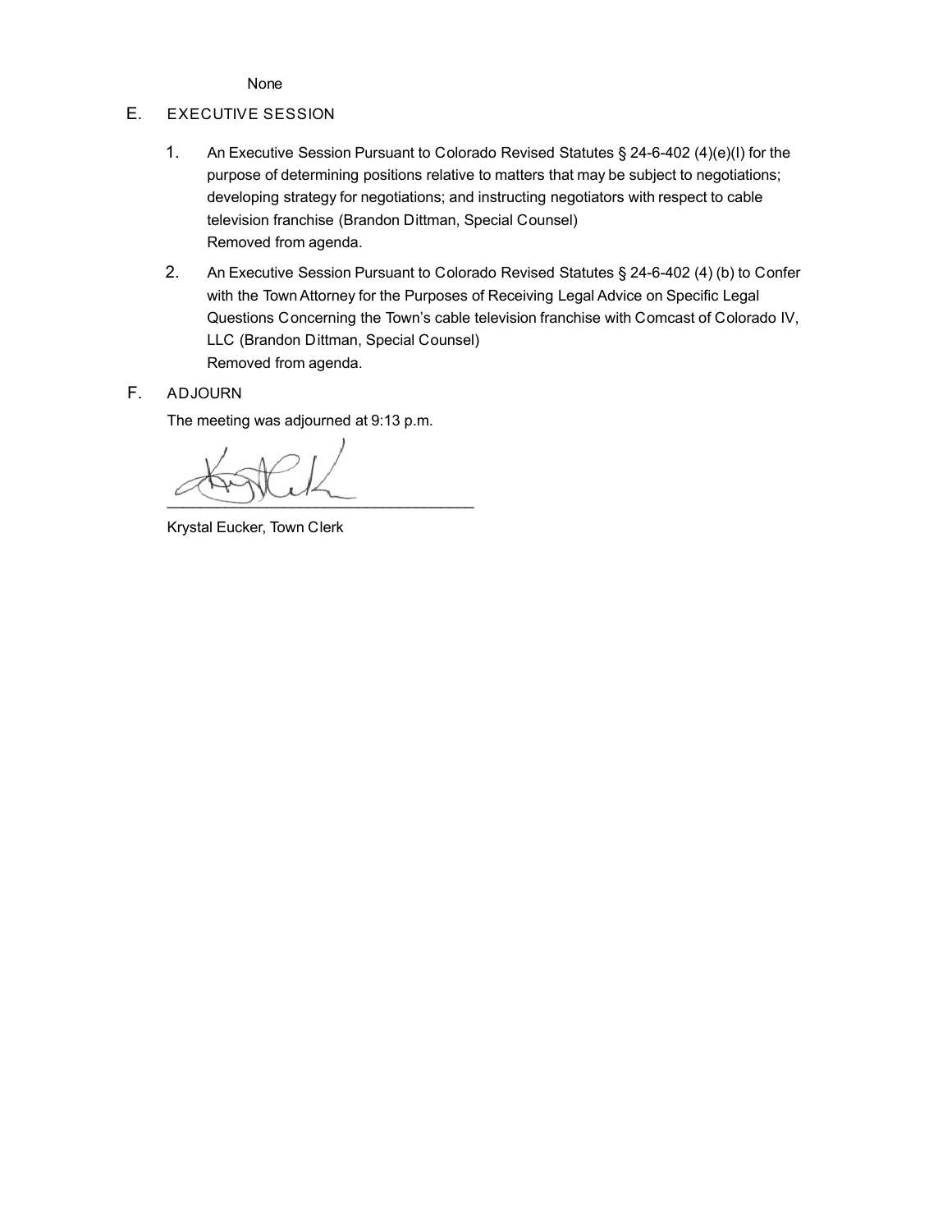None

## E. EXECUTIVE SESSION

1. An Executive Session Pursuant to Colorado Revised Statutes § 24-6-402 (4)(e)(I) for the purpose of determining positions relative to matters that may be subject to negotiations; developing strategy for negotiations; and instructing negotiators with respect to cable television franchise (Brandon Dittman, Special Counsel)
   Removed from agenda.

2. An Executive Session Pursuant to Colorado Revised Statutes § 24-6-402 (4) (b) to Confer with the Town Attorney for the Purposes of Receiving Legal Advice on Specific Legal Questions Concerning the Town's cable television franchise with Comcast of Colorado IV, LLC (Brandon Dittman, Special Counsel)
   Removed from agenda.

## F. ADJOURN

The meeting was adjourned at 9:13 p.m.

\_\_\_\_\_\_\_\_\_\_\_\_\_\_\_\_\_\_\_\_\_\_\_\_\_\_\_\_\_\_\_\_\_\_\_\_

Krystal Eucker, Town Clerk